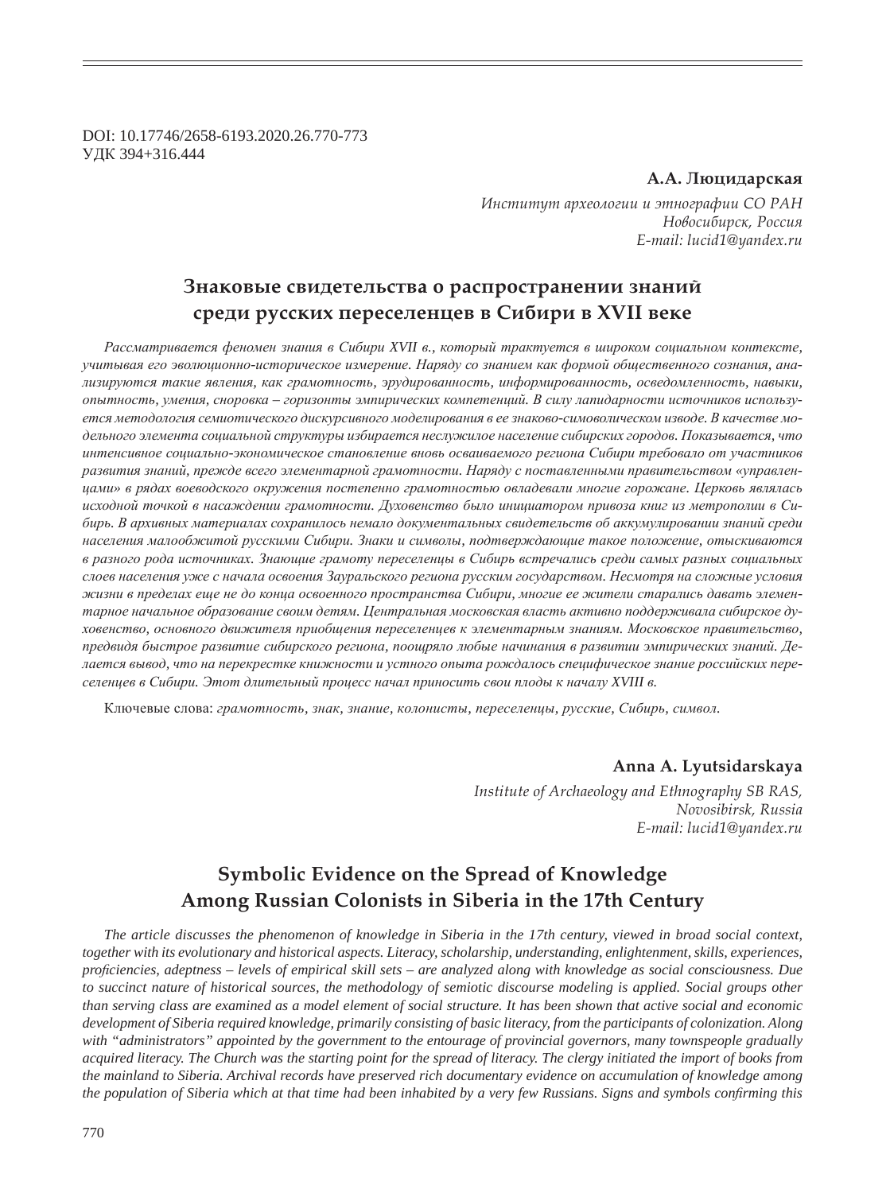DOI: 10.17746/2658-6193.2020.26.770-773
УДК 394+316.444

**А.А. Люцидарская**

*Институт археологии и этнографии СО РАН*
*Новосибирск, Россия*
*E-mail: lucid1@yandex.ru*

# Знаковые свидетельства о распространении знаний среди русских переселенцев в Сибири в XVII веке

*Рассматривается феномен знания в Сибири XVII в., который трактуется в широком социальном контексте, учитывая его эволюционно-историческое измерение. Наряду со знанием как формой общественного сознания, анализируются такие явления, как грамотность, эрудированность, информированность, осведомленность, навыки, опытность, умения, сноровка – горизонты эмпирических компетенций. В силу лапидарности источников используется методология семиотического дискурсивного моделирования в ее знаково-симоволическом изводе. В качестве модельного элемента социальной структуры избирается неслужилое население сибирских городов. Показывается, что интенсивное социально-экономическое становление вновь осваиваемого региона Сибири требовало от участников развития знаний, прежде всего элементарной грамотности. Наряду с поставленными правительством «управленцами» в рядах воеводского окружения постепенно грамотностью овладевали многие горожане. Церковь являлась исходной точкой в насаждении грамотности. Духовенство было инициатором привоза книг из метрополии в Сибирь. В архивных материалах сохранилось немало документальных свидетельств об аккумулировании знаний среди населения малообжитой русскими Сибири. Знаки и символы, подтверждающие такое положение, отыскиваются в разного рода источниках. Знающие грамоту переселенцы в Сибирь встречались среди самых разных социальных слоев населения уже с начала освоения Зауральского региона русским государством. Несмотря на сложные условия жизни в пределах еще не до конца освоенного пространства Сибири, многие ее жители старались давать элементарное начальное образование своим детям. Центральная московская власть активно поддерживала сибирское духовенство, основного движителя приобщения переселенцев к элементарным знаниям. Московское правительство, предвидя быстрое развитие сибирского региона, поощряло любые начинания в развитии эмпирических знаний. Делается вывод, что на перекрестке книжности и устного опыта рождалось специфическое знание российских переселенцев в Сибири. Этот длительный процесс начал приносить свои плоды к началу XVIII в.*

Ключевые слова: *грамотность, знак, знание, колонисты, переселенцы, русские, Сибирь, символ.*

**Anna A. Lyutsidarskaya**

*Institute of Archaeology and Ethnography SB RAS,*
*Novosibirsk, Russia*
*E-mail: lucid1@yandex.ru*

# Symbolic Evidence on the Spread of Knowledge Among Russian Colonists in Siberia in the 17th Century

*The article discusses the phenomenon of knowledge in Siberia in the 17th century, viewed in broad social context, together with its evolutionary and historical aspects. Literacy, scholarship, understanding, enlightenment, skills, experiences, proficiencies, adeptness – levels of empirical skill sets – are analyzed along with knowledge as social consciousness. Due to succinct nature of historical sources, the methodology of semiotic discourse modeling is applied. Social groups other than serving class are examined as a model element of social structure. It has been shown that active social and economic development of Siberia required knowledge, primarily consisting of basic literacy, from the participants of colonization. Along with "administrators" appointed by the government to the entourage of provincial governors, many townspeople gradually acquired literacy. The Church was the starting point for the spread of literacy. The clergy initiated the import of books from the mainland to Siberia. Archival records have preserved rich documentary evidence on accumulation of knowledge among the population of Siberia which at that time had been inhabited by a very few Russians. Signs and symbols confirming this*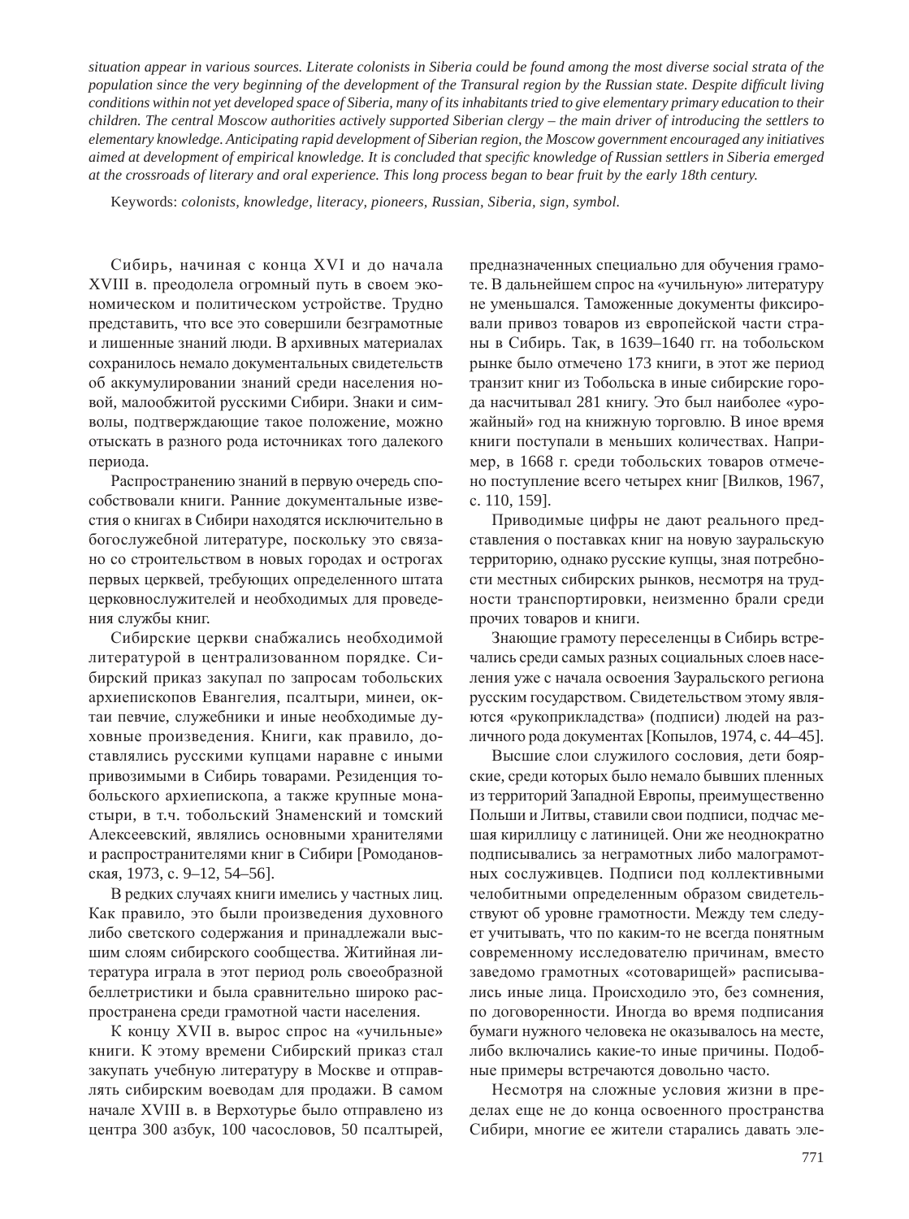*situation appear in various sources. Literate colonists in Siberia could be found among the most diverse social strata of the population since the very beginning of the development of the Transural region by the Russian state. Despite difficult living conditions within not yet developed space of Siberia, many of its inhabitants tried to give elementary primary education to their children. The central Moscow authorities actively supported Siberian clergy – the main driver of introducing the settlers to elementary knowledge. Anticipating rapid development of Siberian region, the Moscow government encouraged any initiatives aimed at development of empirical knowledge. It is concluded that specific knowledge of Russian settlers in Siberia emerged at the crossroads of literary and oral experience. This long process began to bear fruit by the early 18th century.*

Keywords: *colonists, knowledge, literacy, pioneers, Russian, Siberia, sign, symbol.*

Сибирь, начиная с конца XVI и до начала XVIII в. преодолела огромный путь в своем экономическом и политическом устройстве. Трудно представить, что все это совершили безграмотные и лишенные знаний люди. В архивных материалах сохранилось немало документальных свидетельств об аккумулировании знаний среди населения новой, малообжитой русскими Сибири. Знаки и символы, подтверждающие такое положение, можно отыскать в разного рода источниках того далекого периода.

Распространению знаний в первую очередь способствовали книги. Ранние документальные известия о книгах в Сибири находятся исключительно в богослужебной литературе, поскольку это связано со строительством в новых городах и острогах первых церквей, требующих определенного штата церковнослужителей и необходимых для проведения службы книг.

Сибирские церкви снабжались необходимой литературой в централизованном порядке. Сибирский приказ закупал по запросам тобольских архиепископов Евангелия, псалтыри, минеи, октаи певчие, служебники и иные необходимые духовные произведения. Книги, как правило, доставлялись русскими купцами наравне с иными привозимыми в Сибирь товарами. Резиденция тобольского архиепископа, а также крупные монастыри, в т.ч. тобольский Знаменский и томский Алексеевский, являлись основными хранителями и распространителями книг в Сибири [Ромодановская, 1973, с. 9–12, 54–56].

В редких случаях книги имелись у частных лиц. Как правило, это были произведения духовного либо светского содержания и принадлежали высшим слоям сибирского сообщества. Житийная литература играла в этот период роль своеобразной беллетристики и была сравнительно широко распространена среди грамотной части населения.

К концу XVII в. вырос спрос на «учильные» книги. К этому времени Сибирский приказ стал закупать учебную литературу в Москве и отправлять сибирским воеводам для продажи. В самом начале XVIII в. в Верхотурье было отправлено из центра 300 азбук, 100 часословов, 50 псалтырей, предназначенных специально для обучения грамоте. В дальнейшем спрос на «учильную» литературу не уменьшался. Таможенные документы фиксировали привоз товаров из европейской части страны в Сибирь. Так, в 1639–1640 гг. на тобольском рынке было отмечено 173 книги, в этот же период транзит книг из Тобольска в иные сибирские города насчитывал 281 книгу. Это был наиболее «урожайный» год на книжную торговлю. В иное время книги поступали в меньших количествах. Например, в 1668 г. среди тобольских товаров отмечено поступление всего четырех книг [Вилков, 1967, с. 110, 159].

Приводимые цифры не дают реального представления о поставках книг на новую зауральскую территорию, однако русские купцы, зная потребности местных сибирских рынков, несмотря на трудности транспортировки, неизменно брали среди прочих товаров и книги.

Знающие грамоту переселенцы в Сибирь встречались среди самых разных социальных слоев населения уже с начала освоения Зауральского региона русским государством. Свидетельством этому являются «рукоприкладства» (подписи) людей на различного рода документах [Копылов, 1974, с. 44–45].

Высшие слои служилого сословия, дети боярские, среди которых было немало бывших пленных из территорий Западной Европы, преимущественно Польши и Литвы, ставили свои подписи, подчас мешая кириллицу с латиницей. Они же неоднократно подписывались за неграмотных либо малограмотных сослуживцев. Подписи под коллективными челобитными определенным образом свидетельствуют об уровне грамотности. Между тем следует учитывать, что по каким-то не всегда понятным современному исследователю причинам, вместо заведомо грамотных «сотоварищей» расписывались иные лица. Происходило это, без сомнения, по договоренности. Иногда во время подписания бумаги нужного человека не оказывалось на месте, либо включались какие-то иные причины. Подобные примеры встречаются довольно часто.

Несмотря на сложные условия жизни в пределах еще не до конца освоенного пространства Сибири, многие ее жители старались давать эле-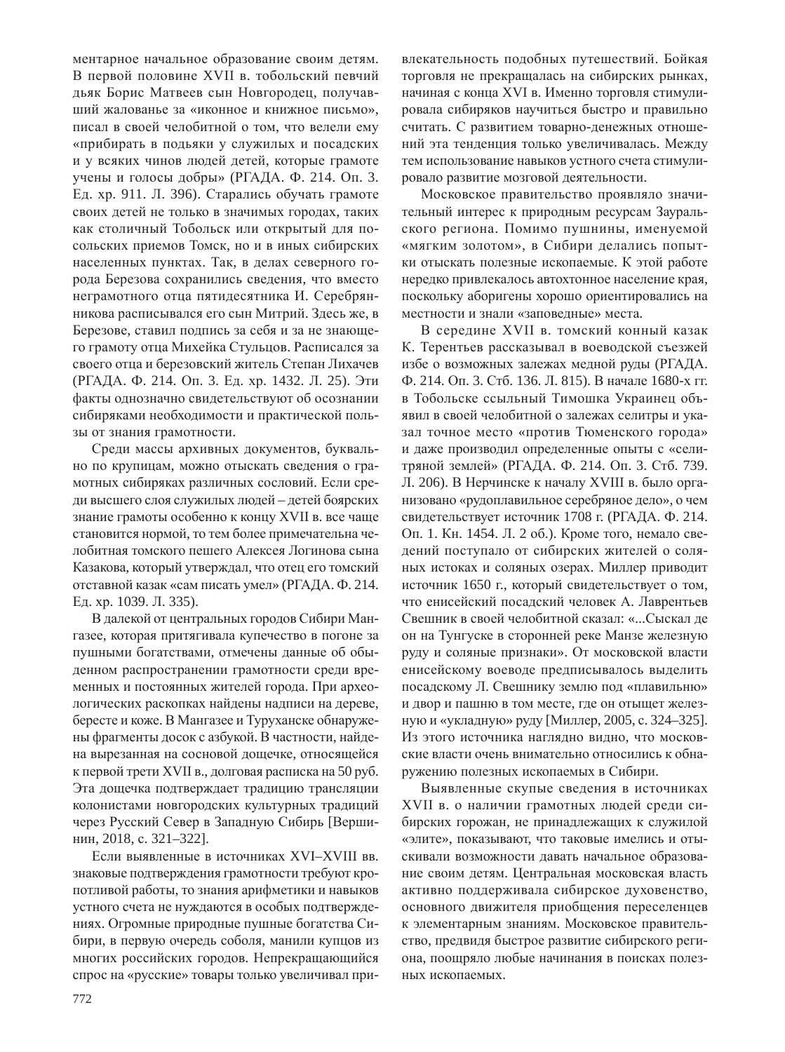ментарное начальное образование своим детям. В первой половине XVII в. тобольский певчий дьяк Борис Матвеев сын Новгородец, получавший жалованье за «иконное и книжное письмо», писал в своей челобитной о том, что велели ему «прибирать в подьяки у служилых и посадских и у всяких чинов людей детей, которые грамоте учены и голосы добры» (РГАДА. Ф. 214. Оп. 3. Ед. хр. 911. Л. 396). Старались обучать грамоте своих детей не только в значимых городах, таких как столичный Тобольск или открытый для посольских приемов Томск, но и в иных сибирских населенных пунктах. Так, в делах северного города Березова сохранились сведения, что вместо неграмотного отца пятидесятника И. Серебрянникова расписывался его сын Митрий. Здесь же, в Березове, ставил подпись за себя и за не знающего грамоту отца Михейка Стульцов. Расписался за своего отца и березовский житель Степан Лихачев (РГАДА. Ф. 214. Оп. 3. Ед. хр. 1432. Л. 25). Эти факты однозначно свидетельствуют об осознании сибиряками необходимости и практической пользы от знания грамотности.

Среди массы архивных документов, буквально по крупицам, можно отыскать сведения о грамотных сибиряках различных сословий. Если среди высшего слоя служилых людей – детей боярских знание грамоты особенно к концу XVII в. все чаще становится нормой, то тем более примечательна челобитная томского пешего Алексея Логинова сына Казакова, который утверждал, что отец его томский отставной казак «сам писать умел» (РГАДА. Ф. 214. Ед. хр. 1039. Л. 335).

В далекой от центральных городов Сибири Мангазее, которая притягивала купечество в погоне за пушными богатствами, отмечены данные об обыденном распространении грамотности среди временных и постоянных жителей города. При археологических раскопках найдены надписи на дереве, бересте и коже. В Мангазее и Туруханске обнаружены фрагменты досок с азбукой. В частности, найдена вырезанная на сосновой дощечке, относящейся к первой трети XVII в., долговая расписка на 50 руб. Эта дощечка подтверждает традицию трансляции колонистами новгородских культурных традиций через Русский Север в Западную Сибирь [Вершинин, 2018, с. 321–322].

Если выявленные в источниках XVI–XVIII вв. знаковые подтверждения грамотности требуют кропотливой работы, то знания арифметики и навыков устного счета не нуждаются в особых подтверждениях. Огромные природные пушные богатства Сибири, в первую очередь соболя, манили купцов из многих российских городов. Непрекращающийся спрос на «русские» товары только увеличивал привлекательность подобных путешествий. Бойкая торговля не прекращалась на сибирских рынках, начиная с конца XVI в. Именно торговля стимулировала сибиряков научиться быстро и правильно считать. С развитием товарно-денежных отношений эта тенденция только увеличивалась. Между тем использование навыков устного счета стимулировало развитие мозговой деятельности.

Московское правительство проявляло значительный интерес к природным ресурсам Зауральского региона. Помимо пушнины, именуемой «мягким золотом», в Сибири делались попытки отыскать полезные ископаемые. К этой работе нередко привлекалось автохтонное население края, поскольку аборигены хорошо ориентировались на местности и знали «заповедные» места.

В середине XVII в. томский конный казак К. Терентьев рассказывал в воеводской съезжей избе о возможных залежах медной руды (РГАДА. Ф. 214. Оп. 3. Стб. 136. Л. 815). В начале 1680-х гг. в Тобольске ссыльный Тимошка Украинец объявил в своей челобитной о залежах селитры и указал точное место «против Тюменского города» и даже производил определенные опыты с «селитряной землей» (РГАДА. Ф. 214. Оп. 3. Стб. 739. Л. 206). В Нерчинске к началу XVIII в. было организовано «рудоплавильное серебряное дело», о чем свидетельствует источник 1708 г. (РГАДА. Ф. 214. Оп. 1. Кн. 1454. Л. 2 об.). Кроме того, немало сведений поступало от сибирских жителей о соляных истоках и соляных озерах. Миллер приводит источник 1650 г., который свидетельствует о том, что енисейский посадский человек А. Лаврентьев Свешник в своей челобитной сказал: «...Сыскал де он на Тунгуске в сторонней реке Манзе железную руду и соляные признаки». От московской власти енисейскому воеводе предписывалось выделить посадскому Л. Свешнику землю под «плавильню» и двор и пашню в том месте, где он отыщет железную и «укладную» руду [Миллер, 2005, с. 324–325]. Из этого источника наглядно видно, что московские власти очень внимательно относились к обнаружению полезных ископаемых в Сибири.

Выявленные скупые сведения в источниках XVII в. о наличии грамотных людей среди сибирских горожан, не принадлежащих к служилой «элите», показывают, что таковые имелись и отыскивали возможности давать начальное образование своим детям. Центральная московская власть активно поддерживала сибирское духовенство, основного движителя приобщения переселенцев к элементарным знаниям. Московское правительство, предвидя быстрое развитие сибирского региона, поощряло любые начинания в поисках полезных ископаемых.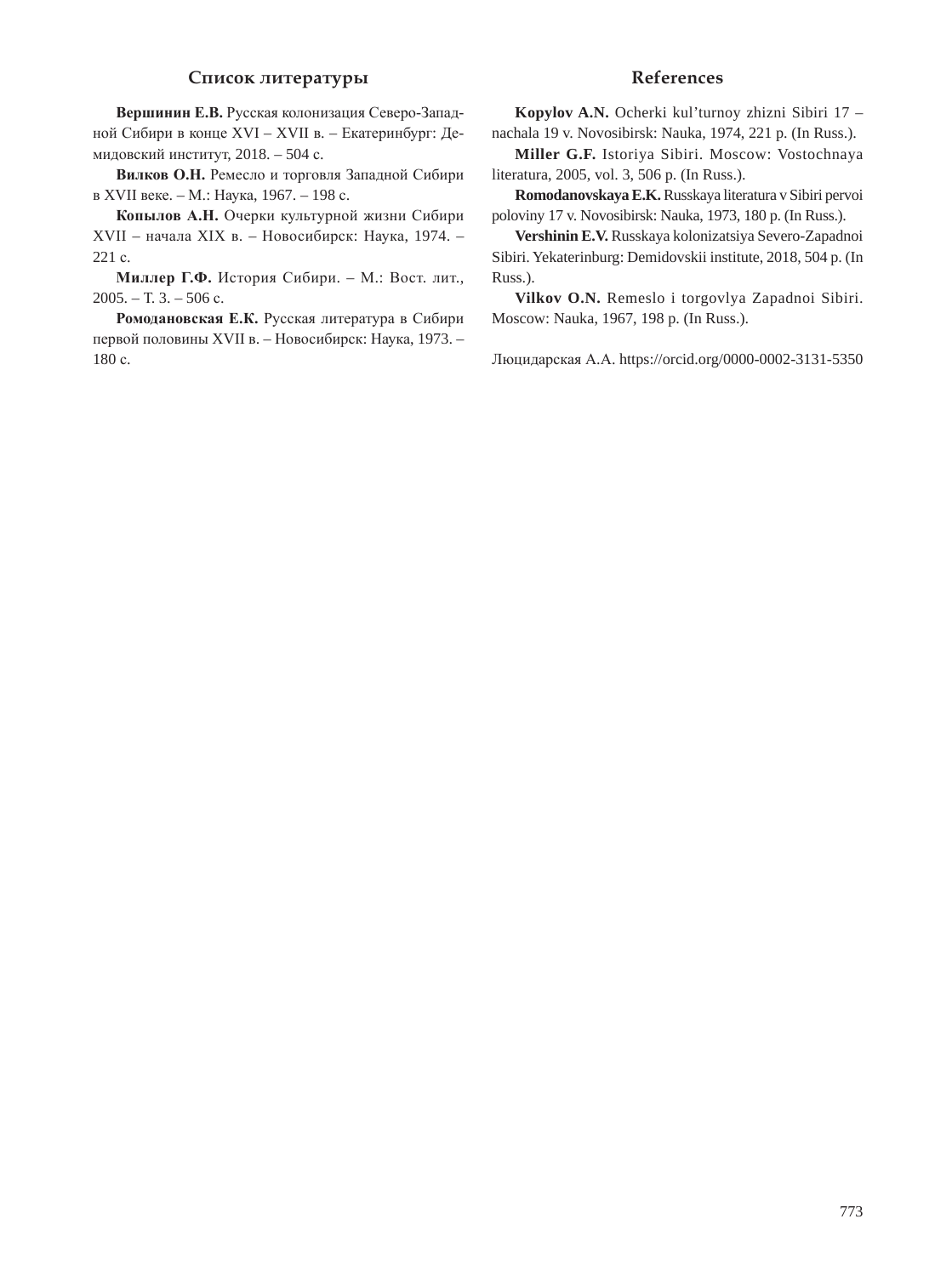## Список литературы

**Вершинин Е.В.** Русская колонизация Северо-Западной Сибири в конце XVI – XVII в. – Екатеринбург: Демидовский институт, 2018. – 504 с.

**Вилков О.Н.** Ремесло и торговля Западной Сибири в XVII веке. – М.: Наука, 1967. – 198 с.

**Копылов А.Н.** Очерки культурной жизни Сибири XVII – начала XIX в. – Новосибирск: Наука, 1974. – 221 с.

**Миллер Г.Ф.** История Сибири. – М.: Вост. лит., 2005. – Т. 3. – 506 с.

**Ромодановская Е.К.** Русская литература в Сибири первой половины XVII в. – Новосибирск: Наука, 1973. – 180 с.

## References

**Kopylov A.N.** Ocherki kul'turnoy zhizni Sibiri 17 – nachala 19 v. Novosibirsk: Nauka, 1974, 221 p. (In Russ.).

**Miller G.F.** Istoriya Sibiri. Moscow: Vostochnaya literatura, 2005, vol. 3, 506 p. (In Russ.).

**Romodanovskaya E.K.** Russkaya literatura v Sibiri pervoi poloviny 17 v. Novosibirsk: Nauka, 1973, 180 p. (In Russ.).

**Vershinin E.V.** Russkaya kolonizatsiya Severo-Zapadnoi Sibiri. Yekaterinburg: Demidovskii institute, 2018, 504 p. (In Russ.).

**Vilkov O.N.** Remeslo i torgovlya Zapadnoi Sibiri. Moscow: Nauka, 1967, 198 p. (In Russ.).

Люцидарская А.А. https://orcid.org/0000-0002-3131-5350